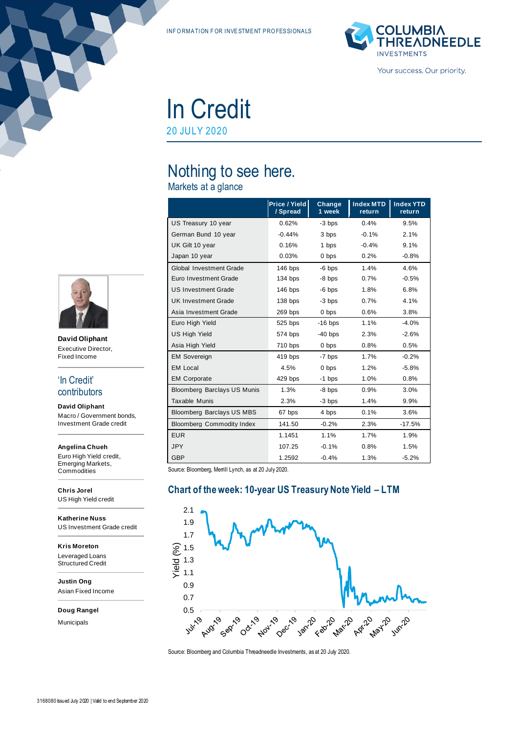INFORMATION FOR INVESTMENT PROFESSIONALS

# In Credit

20 JULY 2020

## Nothing to see here.

### Markets at a glance

| | Price / Yield / Spread | Change 1 week | Index MTD return | Index YTD return |
|---|---|---|---|---|
| US Treasury 10 year | 0.62% | -3 bps | 0.4% | 9.5% |
| German Bund 10 year | -0.44% | 3 bps | -0.1% | 2.1% |
| UK Gilt 10 year | 0.16% | 1 bps | -0.4% | 9.1% |
| Japan 10 year | 0.03% | 0 bps | 0.2% | -0.8% |
| Global Investment Grade | 146 bps | -6 bps | 1.4% | 4.6% |
| Euro Investment Grade | 134 bps | -8 bps | 0.7% | -0.5% |
| US Investment Grade | 146 bps | -6 bps | 1.8% | 6.8% |
| UK Investment Grade | 138 bps | -3 bps | 0.7% | 4.1% |
| Asia Investment Grade | 269 bps | 0 bps | 0.6% | 3.8% |
| Euro High Yield | 525 bps | -16 bps | 1.1% | -4.0% |
| US High Yield | 574 bps | -40 bps | 2.3% | -2.6% |
| Asia High Yield | 710 bps | 0 bps | 0.8% | 0.5% |
| EM Sovereign | 419 bps | -7 bps | 1.7% | -0.2% |
| EM Local | 4.5% | 0 bps | 1.2% | -5.8% |
| EM Corporate | 429 bps | -1 bps | 1.0% | 0.8% |
| Bloomberg Barclays US Munis | 1.3% | -8 bps | 0.9% | 3.0% |
| Taxable Munis | 2.3% | -3 bps | 1.4% | 9.9% |
| Bloomberg Barclays US MBS | 67 bps | 4 bps | 0.1% | 3.6% |
| Bloomberg Commodity Index | 141.50 | -0.2% | 2.3% | -17.5% |
| EUR | 1.1451 | 1.1% | 1.7% | 1.9% |
| JPY | 107.25 | -0.1% | 0.8% | 1.5% |
| GBP | 1.2592 | -0.4% | 1.3% | -5.2% |

Source: Bloomberg, Merrill Lynch, as at 20 July 2020.

### Chart of the week: 10-year US Treasury Note Yield – LTM

Source: Bloomberg and Columbia Threadneedle Investments, as at 20 July 2020.

**David Oliphant**
Executive Director,
Fixed Income

## 'In Credit' contributors

**David Oliphant**
Macro / Government bonds, Investment Grade credit

**Angelina Chueh**
Euro High Yield credit, Emerging Markets, Commodities

**Chris Jorel**
US High Yield credit

**Katherine Nuss**
US Investment Grade credit

**Kris Moreton**
Leveraged Loans
Structured Credit

**Justin Ong**
Asian Fixed Income

**Doug Rangel**
Municipals

3168080 Issued July 2020 | Valid to end September 2020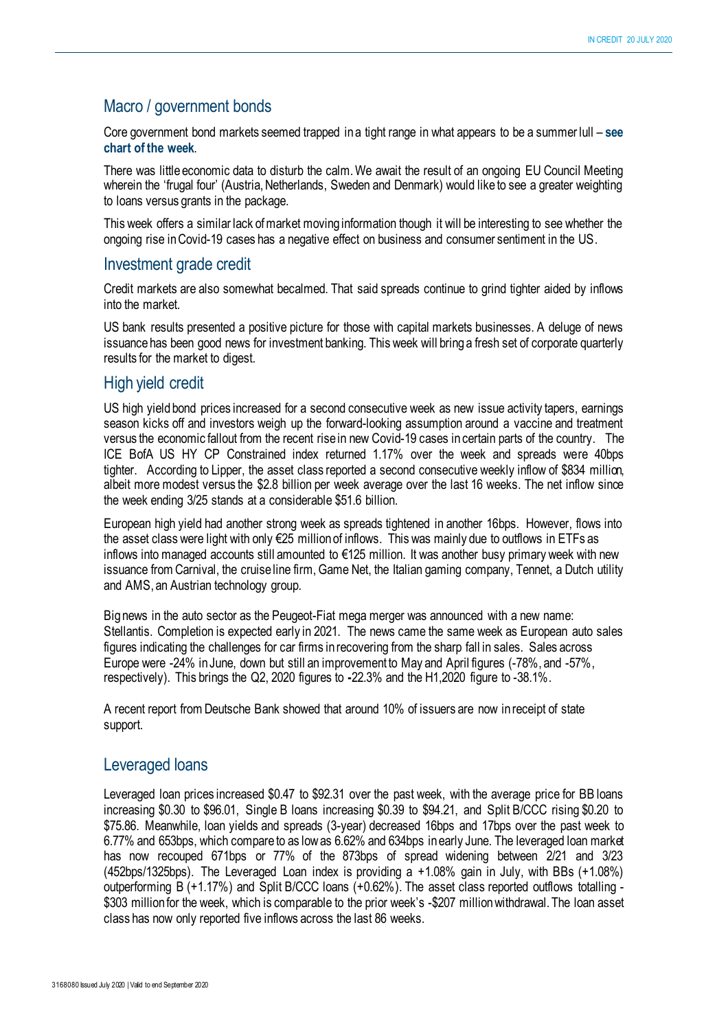## Macro / government bonds

Core government bond markets seemed trapped in a tight range in what appears to be a summer lull – **see chart of the week**.

There was little economic data to disturb the calm. We await the result of an ongoing EU Council Meeting wherein the 'frugal four' (Austria, Netherlands, Sweden and Denmark) would like to see a greater weighting to loans versus grants in the package.

This week offers a similar lack of market moving information though it will be interesting to see whether the ongoing rise in Covid-19 cases has a negative effect on business and consumer sentiment in the US.

## Investment grade credit

Credit markets are also somewhat becalmed. That said spreads continue to grind tighter aided by inflows into the market.

US bank results presented a positive picture for those with capital markets businesses. A deluge of news issuance has been good news for investment banking. This week will bring a fresh set of corporate quarterly results for the market to digest.

## High yield credit

US high yield bond prices increased for a second consecutive week as new issue activity tapers, earnings season kicks off and investors weigh up the forward-looking assumption around a vaccine and treatment versus the economic fallout from the recent rise in new Covid-19 cases in certain parts of the country. The ICE BofA US HY CP Constrained index returned 1.17% over the week and spreads were 40bps tighter. According to Lipper, the asset class reported a second consecutive weekly inflow of $834 million, albeit more modest versus the $2.8 billion per week average over the last 16 weeks. The net inflow since the week ending 3/25 stands at a considerable $51.6 billion.

European high yield had another strong week as spreads tightened in another 16bps. However, flows into the asset class were light with only €25 million of inflows. This was mainly due to outflows in ETFs as inflows into managed accounts still amounted to €125 million. It was another busy primary week with new issuance from Carnival, the cruise line firm, Game Net, the Italian gaming company, Tennet, a Dutch utility and AMS, an Austrian technology group.

Big news in the auto sector as the Peugeot-Fiat mega merger was announced with a new name: Stellantis. Completion is expected early in 2021. The news came the same week as European auto sales figures indicating the challenges for car firms in recovering from the sharp fall in sales. Sales across Europe were -24% in June, down but still an improvement to May and April figures (-78%, and -57%, respectively). This brings the Q2, 2020 figures to -22.3% and the H1,2020 figure to -38.1%.

A recent report from Deutsche Bank showed that around 10% of issuers are now in receipt of state support.

## Leveraged loans

Leveraged loan prices increased $0.47 to $92.31 over the past week, with the average price for BB loans increasing $0.30 to $96.01, Single B loans increasing $0.39 to $94.21, and Split B/CCC rising $0.20 to $75.86. Meanwhile, loan yields and spreads (3-year) decreased 16bps and 17bps over the past week to 6.77% and 653bps, which compare to as low as 6.62% and 634bps in early June. The leveraged loan market has now recouped 671bps or 77% of the 873bps of spread widening between 2/21 and 3/23 (452bps/1325bps). The Leveraged Loan index is providing a +1.08% gain in July, with BBs (+1.08%) outperforming B (+1.17%) and Split B/CCC loans (+0.62%). The asset class reported outflows totalling -$303 million for the week, which is comparable to the prior week's -$207 million withdrawal. The loan asset class has now only reported five inflows across the last 86 weeks.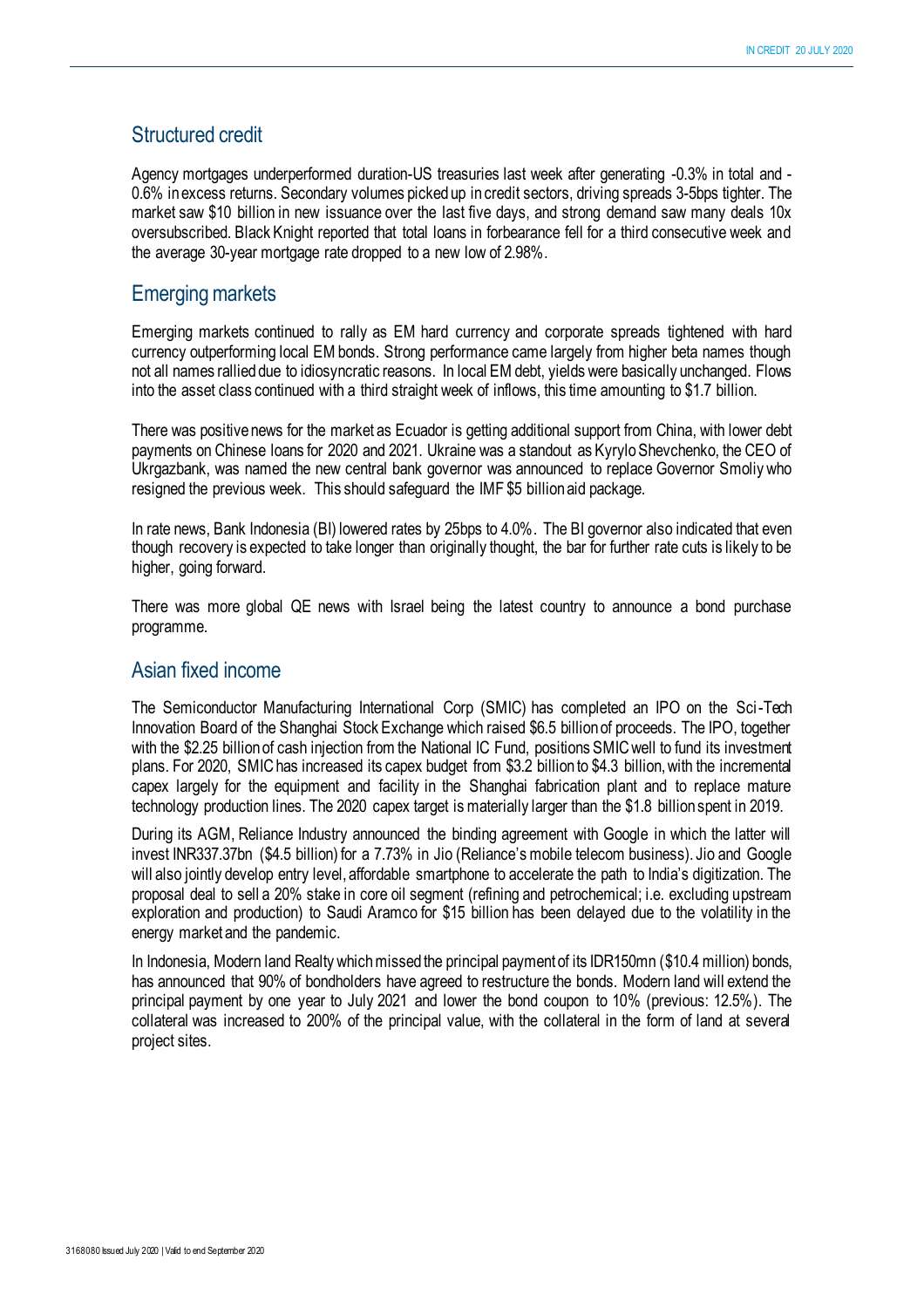## Structured credit

Agency mortgages underperformed duration-US treasuries last week after generating -0.3% in total and -0.6% in excess returns. Secondary volumes picked up in credit sectors, driving spreads 3-5bps tighter. The market saw $10 billion in new issuance over the last five days, and strong demand saw many deals 10x oversubscribed. Black Knight reported that total loans in forbearance fell for a third consecutive week and the average 30-year mortgage rate dropped to a new low of 2.98%.

## Emerging markets

Emerging markets continued to rally as EM hard currency and corporate spreads tightened with hard currency outperforming local EM bonds. Strong performance came largely from higher beta names though not all names rallied due to idiosyncratic reasons. In local EM debt, yields were basically unchanged. Flows into the asset class continued with a third straight week of inflows, this time amounting to $1.7 billion.

There was positive news for the market as Ecuador is getting additional support from China, with lower debt payments on Chinese loans for 2020 and 2021. Ukraine was a standout as Kyrylo Shevchenko, the CEO of Ukrgazbank, was named the new central bank governor was announced to replace Governor Smoliy who resigned the previous week. This should safeguard the IMF $5 billion aid package.

In rate news, Bank Indonesia (BI) lowered rates by 25bps to 4.0%. The BI governor also indicated that even though recovery is expected to take longer than originally thought, the bar for further rate cuts is likely to be higher, going forward.

There was more global QE news with Israel being the latest country to announce a bond purchase programme.

## Asian fixed income

The Semiconductor Manufacturing International Corp (SMIC) has completed an IPO on the Sci-Tech Innovation Board of the Shanghai Stock Exchange which raised $6.5 billion of proceeds. The IPO, together with the $2.25 billion of cash injection from the National IC Fund, positions SMIC well to fund its investment plans. For 2020, SMIC has increased its capex budget from $3.2 billion to $4.3 billion, with the incremental capex largely for the equipment and facility in the Shanghai fabrication plant and to replace mature technology production lines. The 2020 capex target is materially larger than the $1.8 billion spent in 2019.

During its AGM, Reliance Industry announced the binding agreement with Google in which the latter will invest INR337.37bn ($4.5 billion) for a 7.73% in Jio (Reliance's mobile telecom business). Jio and Google will also jointly develop entry level, affordable smartphone to accelerate the path to India's digitization. The proposal deal to sell a 20% stake in core oil segment (refining and petrochemical; i.e. excluding upstream exploration and production) to Saudi Aramco for $15 billion has been delayed due to the volatility in the energy market and the pandemic.

In Indonesia, Modern land Realty which missed the principal payment of its IDR150mn ($10.4 million) bonds, has announced that 90% of bondholders have agreed to restructure the bonds. Modern land will extend the principal payment by one year to July 2021 and lower the bond coupon to 10% (previous: 12.5%). The collateral was increased to 200% of the principal value, with the collateral in the form of land at several project sites.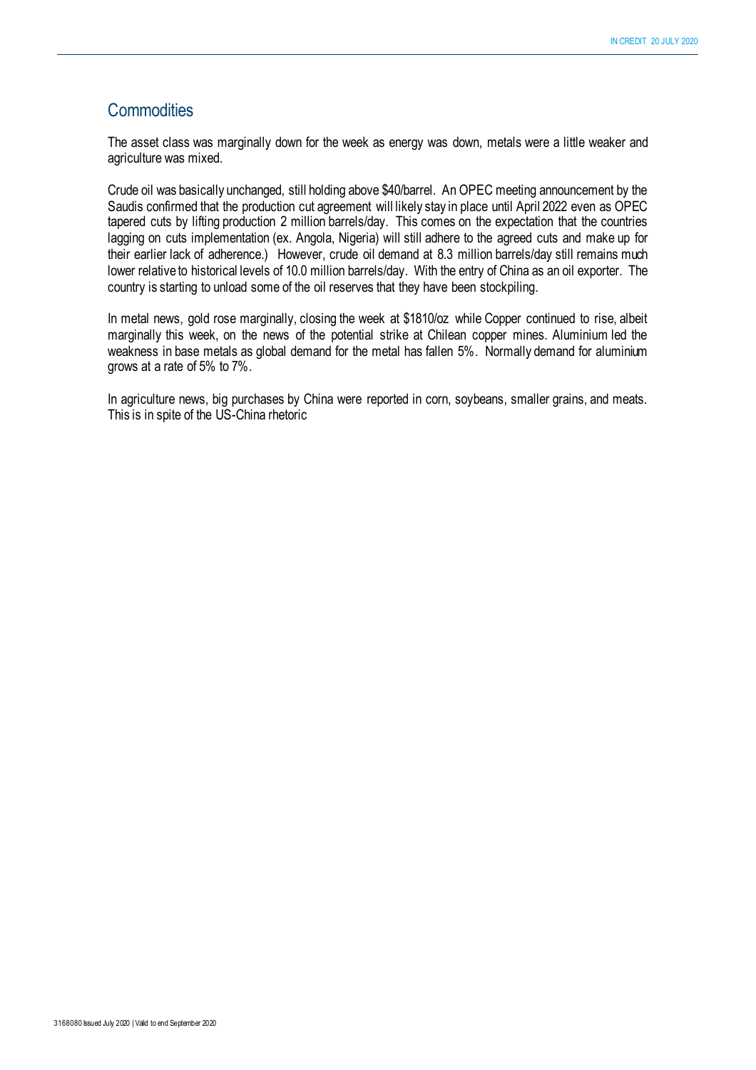## Commodities

The asset class was marginally down for the week as energy was down, metals were a little weaker and agriculture was mixed.

Crude oil was basically unchanged, still holding above $40/barrel. An OPEC meeting announcement by the Saudis confirmed that the production cut agreement will likely stay in place until April 2022 even as OPEC tapered cuts by lifting production 2 million barrels/day. This comes on the expectation that the countries lagging on cuts implementation (ex. Angola, Nigeria) will still adhere to the agreed cuts and make up for their earlier lack of adherence.) However, crude oil demand at 8.3 million barrels/day still remains much lower relative to historical levels of 10.0 million barrels/day. With the entry of China as an oil exporter. The country is starting to unload some of the oil reserves that they have been stockpiling.

In metal news, gold rose marginally, closing the week at $1810/oz while Copper continued to rise, albeit marginally this week, on the news of the potential strike at Chilean copper mines. Aluminium led the weakness in base metals as global demand for the metal has fallen 5%. Normally demand for aluminium grows at a rate of 5% to 7%.

In agriculture news, big purchases by China were reported in corn, soybeans, smaller grains, and meats. This is in spite of the US-China rhetoric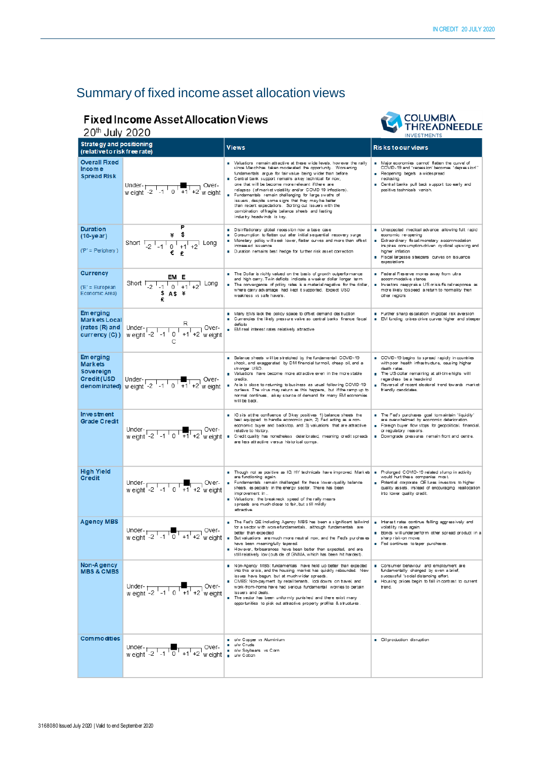# Summary of fixed income asset allocation views

## Fixed Income Asset Allocation Views

20th July 2020

COLUMBIA THREADNEEDLE INVESTMENTS

| Strategy and positioning (relative to risk free rate) | Positioning | Views | Risks to our views |
|---|---|---|---|
| **Overall Fixed Income Spread Risk** | Under-weight -2 -1 0 +1 +2 Over-weight (marker between 0 and +1) | ▪ Valuations remain attractive at these wide levels, however the rally since March has taken moderated the opportunity. Worsening fundamentals argue for fair value being wider than before<br>▪ Central bank support remains a key technical for now, one that will be become more relevant if there are relapses (of market volatility and/or COVID 19 infections).<br>▪ Fundamentals remain challenging for large swaths of issuers, despite some signs that they may be better than recent expectations. Sorting out issuers with the combination of fragile balance sheets and lasting industry headwinds is key. | ▪ Major economies cannot flatten the curve of COVID-19 and 'recession' becomes 'depression'<br>▪ Reopening begets a widespread reclosing.<br>▪ Central banks pull back support too early and positive technicals vanish. |
| **Duration (10-year)**<br><br>('P' = Periphery) | Short -2 -1 0 +1 +2 Long (P, ¥, $ above; €, £ below) | ▪ Disinflationary global recession now a base case<br>▪ Consumption to flatten out after initial sequential recovery surge<br>▪ Monetary policy will seek lower, flatter curves and more than offset increased issuance<br>▪ Duration remains best hedge for further risk asset correction | ▪ Unexpected medical advance allowing full rapid economic re-opening<br>▪ Extraordinary fiscal/monetary accommodation inspires consumption-driven cyclical upswing and higher inflation<br>▪ Fiscal largesse steepens curves on issuance expectations |
| **Currency**<br><br>('E' = European Economic Area) | Short -2 -1 0 +1 +2 Long (EM, E above; $, A$, ¥, £ below) | ▪ The Dollar is richly valued on the basis of growth outperformance and high carry. Twin deficits indicate a weaker dollar longer term.<br>▪ The convergence of policy rates is a material negative for the dollar, where carry advantage had kept it supported. Expect USD weakness vs safe havens. | ▪ Federal Reserve moves away from ultra accommodative stance<br>▪ Investors reappraise US crisis fiscal response as more likely to speed a return to normality than other regions |
| **Emerging Markets Local (rates (R) and currency (C))** | Under-weight -2 -1 0 +1 +2 Over-weight (R above, C below) | ▪ Many EMs lack the policy space to offset demand destruction<br>▪ Currencies the likely pressure valve as central banks finance fiscal deficits<br>▪ EM real interest rates relatively attractive | ▪ Further sharp escalation in global risk aversion<br>▪ EM funding crises drive curves higher and steeper |
| **Emerging Markets Sovereign Credit (USD denominated)** | Under-weight -2 -1 0 +1 +2 Over-weight (marker between 0 and +1) | ▪ Balance sheets will be stretched by the fundamental COVID-19 shock, and exaggerated by DM financial turmoil, cheap oil, and a stronger USD.<br>▪ Valuations have become more attractive even in the more stable credits.<br>▪ As Asia is close to returning to business as usual following COVID-19 curlews. The virus may return as this happens, but if the ramp up to normal continues, a key source of demand for many EM economies will be back. | ▪ COVID-19 begins to spread rapidly in countries with poor health infrastructure, causing higher death rates.<br>▪ The US dollar remaining at all-time highs will regardless be a headwind<br>▪ Reversal of recent electoral trend towards market-friendly candidates. |
| **Investment Grade Credit** | Under-weight -2 -1 0 +1 +2 Over-weight (marker at +1) | ▪ IG sits at the confluence of 3 key positives: 1) balance sheets the best equipped to handle economic pain, 2) Fed acting as a non-economic buyer and backstop, and 3) valuations that are attractive relative to history.<br>▪ Credit quality has nonetheless deteriorated, meaning credit spreads are less attractive versus historical comps. | ▪ The Fed's purchases goal to maintain 'liquidity' are overwhelmed by economic deterioration.<br>▪ Foreign buyer flow stops for geopolitical, financial, or regulatory reasons.<br>▪ Downgrade pressures remain front and centre. |
| **High Yield Credit** | Under-weight -2 -1 0 +1 +2 Over-weight (marker at +1) | ▪ Though not as positive as IG, HY technicals have improved. Markets are functioning again.<br>▪ Fundamentals remain challenged for these lower-quality balance sheets, especially in the energy sector. There has been improvement in.<br>▪ Valuations: the breakneck speed of the rally means spreads are much closer to fair, but still mildly attractive | ▪ Prolonged COVID-19 related slump in activity would hurt these companies most.<br>▪ Potential corporate QE lures investors to higher quality assets, instead of encouraging reallocation into lower quality credit. |
| **Agency MBS** | Under-weight -2 -1 0 +1 +2 Over-weight (marker between -1 and 0) | ▪ The Fed's QE including Agency MBS has been a significant tailwind for a sector with worse fundamentals, although fundamentals are better than expected<br>▪ But valuations are much more neutral now, and the Fed's purchases have been meaningfully tapered.<br>▪ However, forbearances have been better than expected, and are still relatively low (outside of GNMA, which has been hit hardest). | ▪ Interest rates continue falling aggressively and volatility rises again.<br>▪ Bonds will underperform other spread product in a sharp risk-on move<br>▪ Fed continues to taper purchases. |
| **Non-Agency MBS & CMBS** | Under-weight -2 -1 0 +1 +2 Over-weight (marker between 0 and +1) | ▪ Non-Agency MBS: fundamentals have held up better than expected into this crisis, and the housing market has quickly rebounded. New issues have begun, but at much wider spreads.<br>▪ CMBS: Non-payment by retail tenants, lockdowns on travel and work-from-home have had serious fundamental worries to certain issuers and deals.<br>▪ The sector has been uniformly punished and there exist many opportunities to pick out attractive property profiles & structures. | ▪ Consumer behaviour and employment are fundamentally changed by even a brief, successful 'social distancing' effort.<br>▪ Housing prices begin to fall in contrast to current trend. |
| **Commodities** | Under-weight -2 -1 0 +1 +2 Over-weight (marker between -1 and 0) | ▪ o/w Copper vs Aluminium<br>▪ u/w Crude<br>▪ o/w Soybeans vs Corn<br>▪ u/w Cotton | ▪ Oil production disruption |

3168080 Issued July 2020 | Valid to end September 2020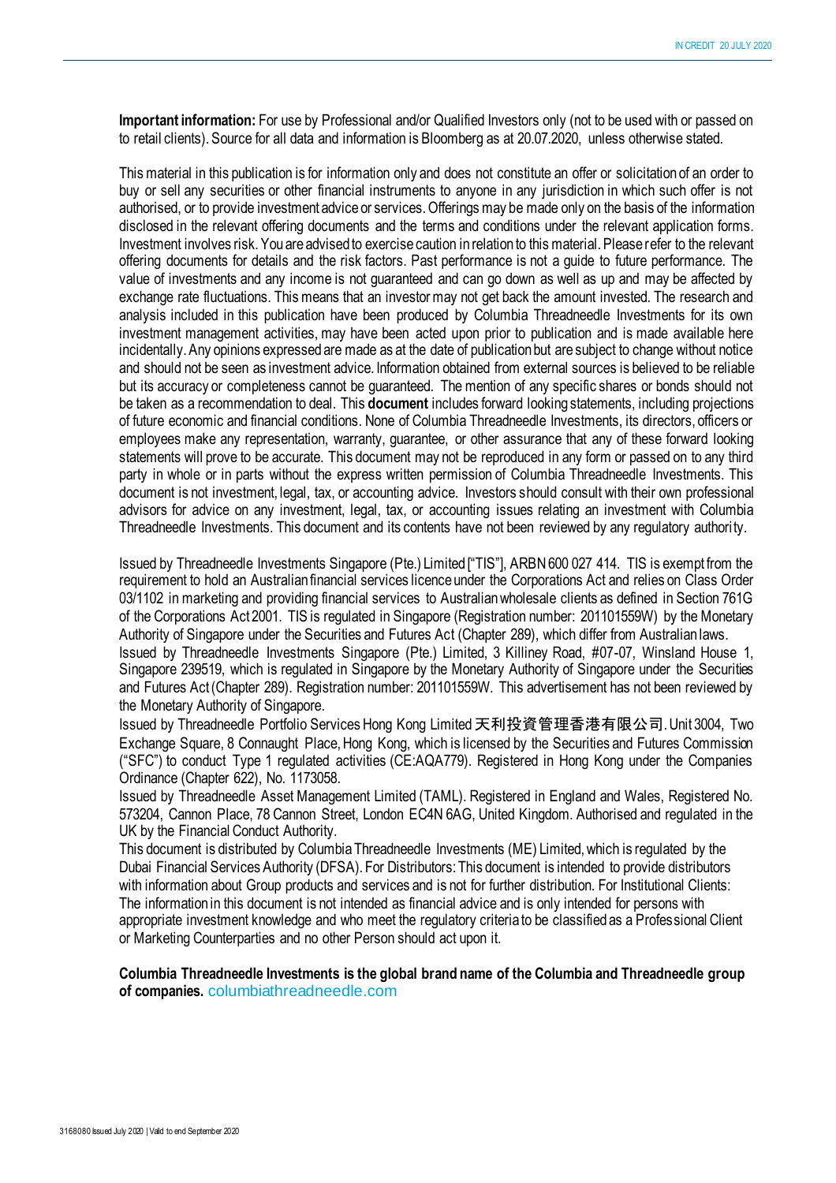**Important information:** For use by Professional and/or Qualified Investors only (not to be used with or passed on to retail clients). Source for all data and information is Bloomberg as at 20.07.2020, unless otherwise stated.

This material in this publication is for information only and does not constitute an offer or solicitation of an order to buy or sell any securities or other financial instruments to anyone in any jurisdiction in which such offer is not authorised, or to provide investment advice or services. Offerings may be made only on the basis of the information disclosed in the relevant offering documents and the terms and conditions under the relevant application forms. Investment involves risk. You are advised to exercise caution in relation to this material. Please refer to the relevant offering documents for details and the risk factors. Past performance is not a guide to future performance. The value of investments and any income is not guaranteed and can go down as well as up and may be affected by exchange rate fluctuations. This means that an investor may not get back the amount invested. The research and analysis included in this publication have been produced by Columbia Threadneedle Investments for its own investment management activities, may have been acted upon prior to publication and is made available here incidentally. Any opinions expressed are made as at the date of publication but are subject to change without notice and should not be seen as investment advice. Information obtained from external sources is believed to be reliable but its accuracy or completeness cannot be guaranteed. The mention of any specific shares or bonds should not be taken as a recommendation to deal. This **document** includes forward looking statements, including projections of future economic and financial conditions. None of Columbia Threadneedle Investments, its directors, officers or employees make any representation, warranty, guarantee, or other assurance that any of these forward looking statements will prove to be accurate. This document may not be reproduced in any form or passed on to any third party in whole or in parts without the express written permission of Columbia Threadneedle Investments. This document is not investment, legal, tax, or accounting advice. Investors should consult with their own professional advisors for advice on any investment, legal, tax, or accounting issues relating an investment with Columbia Threadneedle Investments. This document and its contents have not been reviewed by any regulatory authority.

Issued by Threadneedle Investments Singapore (Pte.) Limited ["TIS"], ARBN 600 027 414. TIS is exempt from the requirement to hold an Australian financial services licence under the Corporations Act and relies on Class Order 03/1102 in marketing and providing financial services to Australian wholesale clients as defined in Section 761G of the Corporations Act 2001. TIS is regulated in Singapore (Registration number: 201101559W) by the Monetary Authority of Singapore under the Securities and Futures Act (Chapter 289), which differ from Australian laws.
Issued by Threadneedle Investments Singapore (Pte.) Limited, 3 Killiney Road, #07-07, Winsland House 1, Singapore 239519, which is regulated in Singapore by the Monetary Authority of Singapore under the Securities and Futures Act (Chapter 289). Registration number: 201101559W. This advertisement has not been reviewed by the Monetary Authority of Singapore.
Issued by Threadneedle Portfolio Services Hong Kong Limited 天利投資管理香港有限公司. Unit 3004, Two Exchange Square, 8 Connaught Place, Hong Kong, which is licensed by the Securities and Futures Commission ("SFC") to conduct Type 1 regulated activities (CE:AQA779). Registered in Hong Kong under the Companies Ordinance (Chapter 622), No. 1173058.
Issued by Threadneedle Asset Management Limited (TAML). Registered in England and Wales, Registered No. 573204, Cannon Place, 78 Cannon Street, London EC4N 6AG, United Kingdom. Authorised and regulated in the UK by the Financial Conduct Authority.
This document is distributed by Columbia Threadneedle Investments (ME) Limited, which is regulated by the Dubai Financial Services Authority (DFSA). For Distributors: This document is intended to provide distributors with information about Group products and services and is not for further distribution. For Institutional Clients: The information in this document is not intended as financial advice and is only intended for persons with appropriate investment knowledge and who meet the regulatory criteria to be classified as a Professional Client or Marketing Counterparties and no other Person should act upon it.

**Columbia Threadneedle Investments is the global brand name of the Columbia and Threadneedle group of companies.** columbiathreadneedle.com

3168080 Issued July 2020 | Valid to end September 2020